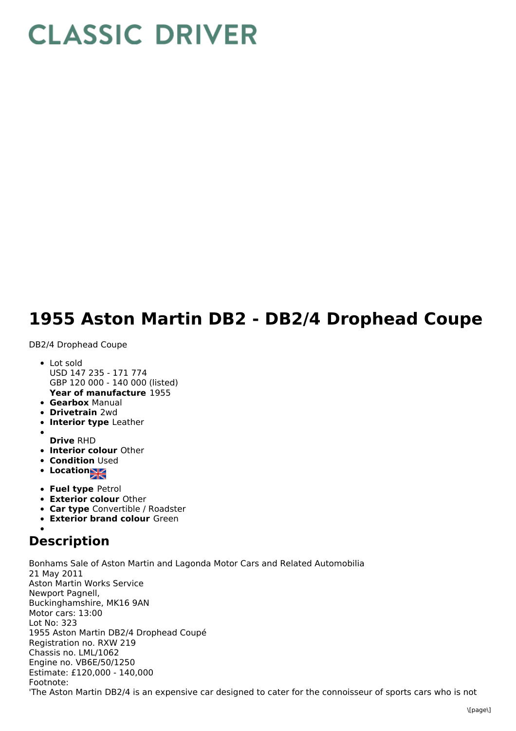# CLASSIC DRIVER

# 1955 Aston Martin DB2 - DB2/4 Drophead Coupe

DB2/4 Drophead Coupe

- Lot sold
  USD 147 235 - 171 774
  GBP 120 000 - 140 000 (listed)
  **Year of manufacture** 1955
- **Gearbox** Manual
- **Drivetrain** 2wd
- **Interior type** Leather
- **Drive** RHD
- **Interior colour** Other
- **Condition** Used
- **Location**
- **Fuel type** Petrol
- **Exterior colour** Other
- **Car type** Convertible / Roadster
- **Exterior brand colour** Green

## Description

Bonhams Sale of Aston Martin and Lagonda Motor Cars and Related Automobilia
21 May 2011
Aston Martin Works Service
Newport Pagnell,
Buckinghamshire, MK16 9AN
Motor cars: 13:00
Lot No: 323
1955 Aston Martin DB2/4 Drophead Coupé
Registration no. RXW 219
Chassis no. LML/1062
Engine no. VB6E/50/1250
Estimate: £120,000 - 140,000
Footnote:
'The Aston Martin DB2/4 is an expensive car designed to cater for the connoisseur of sports cars who is not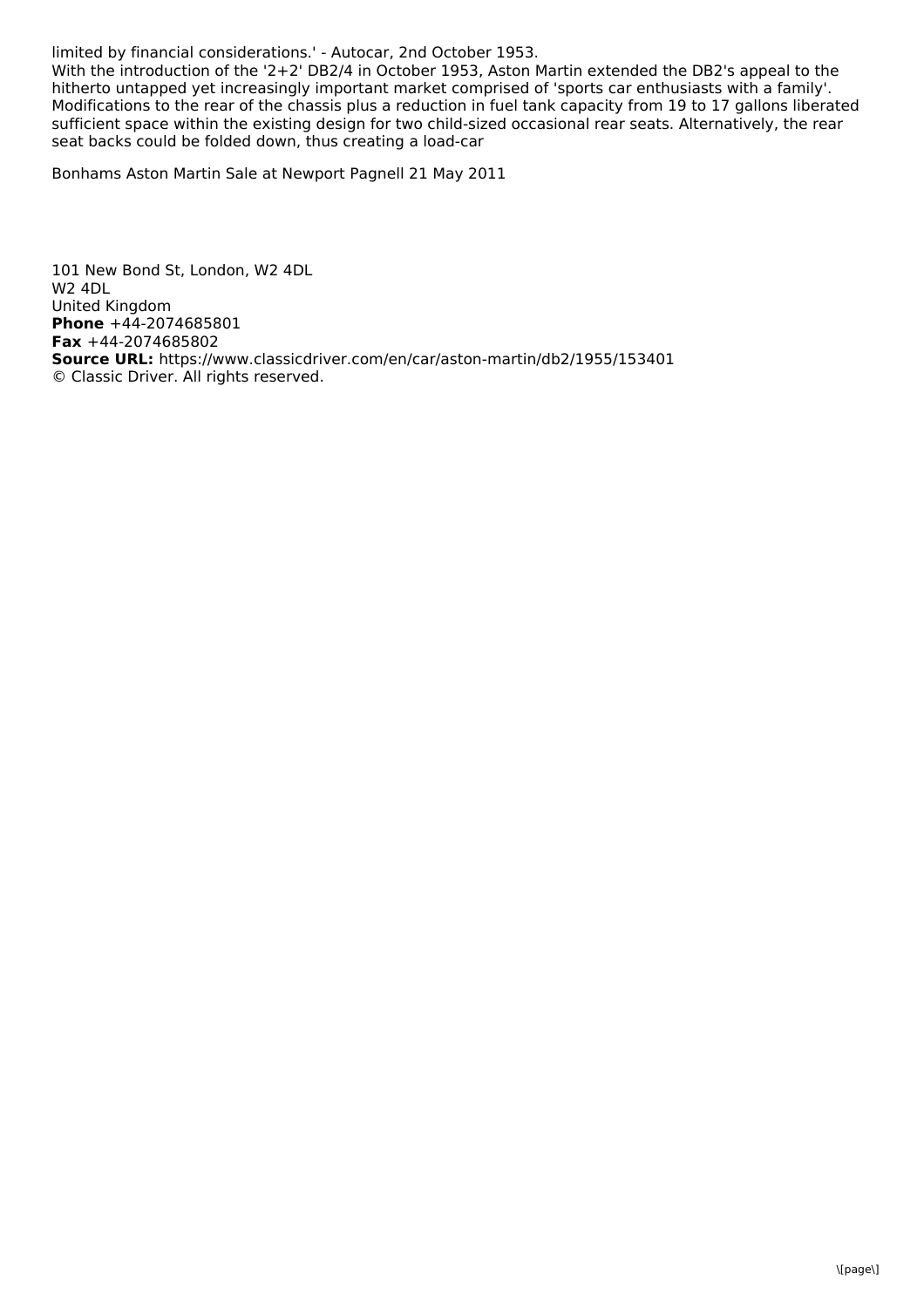limited by financial considerations.' - Autocar, 2nd October 1953.
With the introduction of the '2+2' DB2/4 in October 1953, Aston Martin extended the DB2's appeal to the hitherto untapped yet increasingly important market comprised of 'sports car enthusiasts with a family'. Modifications to the rear of the chassis plus a reduction in fuel tank capacity from 19 to 17 gallons liberated sufficient space within the existing design for two child-sized occasional rear seats. Alternatively, the rear seat backs could be folded down, thus creating a load-car

Bonhams Aston Martin Sale at Newport Pagnell 21 May 2011

101 New Bond St, London, W2 4DL
W2 4DL
United Kingdom
**Phone** +44-2074685801
**Fax** +44-2074685802
**Source URL:** https://www.classicdriver.com/en/car/aston-martin/db2/1955/153401
© Classic Driver. All rights reserved.